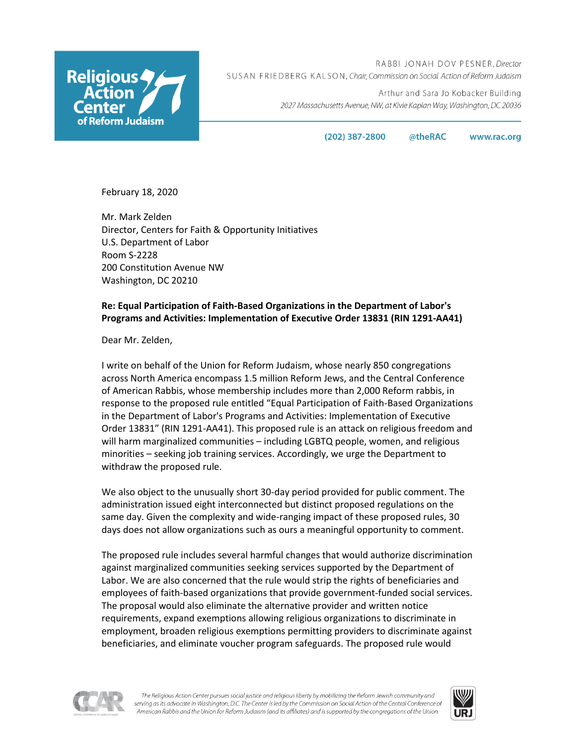Religious Action Center of Reform Judaism

RABBI JONAH DOV PESNER, *Director*
SUSAN FRIEDBERG KALSON, *Chair, Commission on Social Action of Reform Judaism*

Arthur and Sara Jo Kobacker Building
*2027 Massachusetts Avenue, NW, at Kivie Kaplan Way, Washington, DC 20036*

**(202) 387-2800** **@theRAC** **www.rac.org**

February 18, 2020

Mr. Mark Zelden
Director, Centers for Faith & Opportunity Initiatives
U.S. Department of Labor
Room S-2228
200 Constitution Avenue NW
Washington, DC 20210

**Re: Equal Participation of Faith-Based Organizations in the Department of Labor's Programs and Activities: Implementation of Executive Order 13831 (RIN 1291-AA41)**

Dear Mr. Zelden,

I write on behalf of the Union for Reform Judaism, whose nearly 850 congregations across North America encompass 1.5 million Reform Jews, and the Central Conference of American Rabbis, whose membership includes more than 2,000 Reform rabbis, in response to the proposed rule entitled "Equal Participation of Faith-Based Organizations in the Department of Labor's Programs and Activities: Implementation of Executive Order 13831" (RIN 1291-AA41). This proposed rule is an attack on religious freedom and will harm marginalized communities – including LGBTQ people, women, and religious minorities – seeking job training services. Accordingly, we urge the Department to withdraw the proposed rule.

We also object to the unusually short 30-day period provided for public comment. The administration issued eight interconnected but distinct proposed regulations on the same day. Given the complexity and wide-ranging impact of these proposed rules, 30 days does not allow organizations such as ours a meaningful opportunity to comment.

The proposed rule includes several harmful changes that would authorize discrimination against marginalized communities seeking services supported by the Department of Labor. We are also concerned that the rule would strip the rights of beneficiaries and employees of faith-based organizations that provide government-funded social services. The proposal would also eliminate the alternative provider and written notice requirements, expand exemptions allowing religious organizations to discriminate in employment, broaden religious exemptions permitting providers to discriminate against beneficiaries, and eliminate voucher program safeguards. The proposed rule would

*The Religious Action Center pursues social justice and religious liberty by mobilizing the Reform Jewish community and serving as its advocate in Washington, D.C. The Center is led by the Commission on Social Action of the Central Conference of American Rabbis and the Union for Reform Judaism (and its affiliates) and is supported by the congregations of the Union.*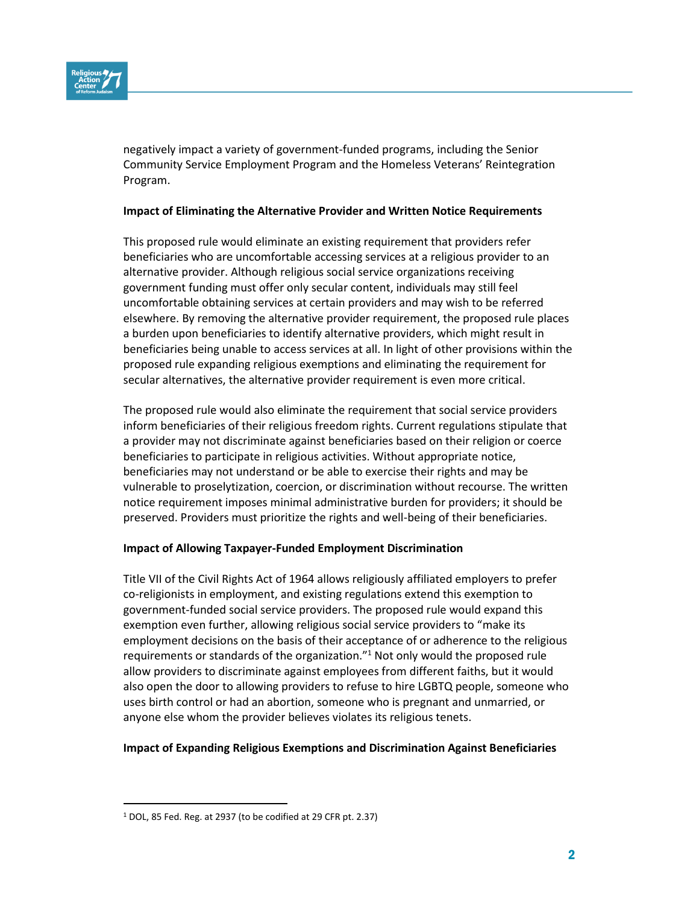negatively impact a variety of government-funded programs, including the Senior Community Service Employment Program and the Homeless Veterans' Reintegration Program.

**Impact of Eliminating the Alternative Provider and Written Notice Requirements**

This proposed rule would eliminate an existing requirement that providers refer beneficiaries who are uncomfortable accessing services at a religious provider to an alternative provider. Although religious social service organizations receiving government funding must offer only secular content, individuals may still feel uncomfortable obtaining services at certain providers and may wish to be referred elsewhere. By removing the alternative provider requirement, the proposed rule places a burden upon beneficiaries to identify alternative providers, which might result in beneficiaries being unable to access services at all. In light of other provisions within the proposed rule expanding religious exemptions and eliminating the requirement for secular alternatives, the alternative provider requirement is even more critical.

The proposed rule would also eliminate the requirement that social service providers inform beneficiaries of their religious freedom rights. Current regulations stipulate that a provider may not discriminate against beneficiaries based on their religion or coerce beneficiaries to participate in religious activities. Without appropriate notice, beneficiaries may not understand or be able to exercise their rights and may be vulnerable to proselytization, coercion, or discrimination without recourse. The written notice requirement imposes minimal administrative burden for providers; it should be preserved. Providers must prioritize the rights and well-being of their beneficiaries.

**Impact of Allowing Taxpayer-Funded Employment Discrimination**

Title VII of the Civil Rights Act of 1964 allows religiously affiliated employers to prefer co-religionists in employment, and existing regulations extend this exemption to government-funded social service providers. The proposed rule would expand this exemption even further, allowing religious social service providers to "make its employment decisions on the basis of their acceptance of or adherence to the religious requirements or standards of the organization."[1] Not only would the proposed rule allow providers to discriminate against employees from different faiths, but it would also open the door to allowing providers to refuse to hire LGBTQ people, someone who uses birth control or had an abortion, someone who is pregnant and unmarried, or anyone else whom the provider believes violates its religious tenets.

**Impact of Expanding Religious Exemptions and Discrimination Against Beneficiaries**

[1] DOL, 85 Fed. Reg. at 2937 (to be codified at 29 CFR pt. 2.37)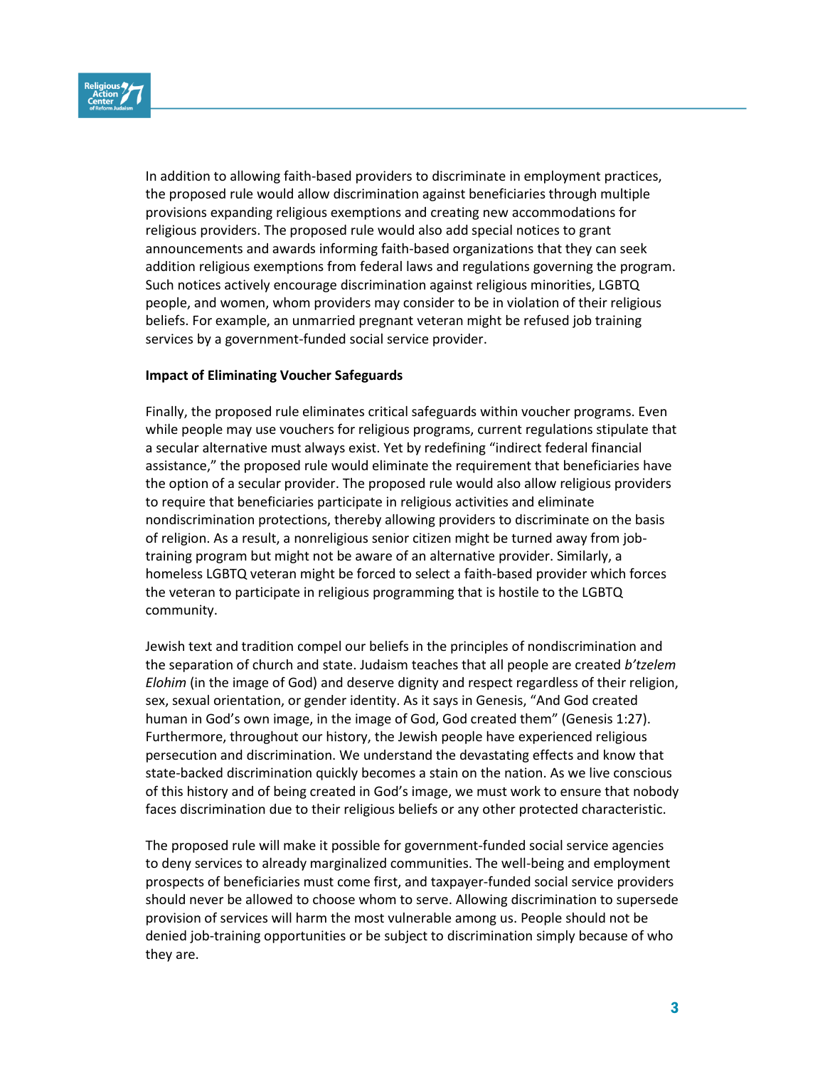In addition to allowing faith-based providers to discriminate in employment practices, the proposed rule would allow discrimination against beneficiaries through multiple provisions expanding religious exemptions and creating new accommodations for religious providers. The proposed rule would also add special notices to grant announcements and awards informing faith-based organizations that they can seek addition religious exemptions from federal laws and regulations governing the program. Such notices actively encourage discrimination against religious minorities, LGBTQ people, and women, whom providers may consider to be in violation of their religious beliefs. For example, an unmarried pregnant veteran might be refused job training services by a government-funded social service provider.

**Impact of Eliminating Voucher Safeguards**

Finally, the proposed rule eliminates critical safeguards within voucher programs. Even while people may use vouchers for religious programs, current regulations stipulate that a secular alternative must always exist. Yet by redefining "indirect federal financial assistance," the proposed rule would eliminate the requirement that beneficiaries have the option of a secular provider. The proposed rule would also allow religious providers to require that beneficiaries participate in religious activities and eliminate nondiscrimination protections, thereby allowing providers to discriminate on the basis of religion. As a result, a nonreligious senior citizen might be turned away from job-training program but might not be aware of an alternative provider. Similarly, a homeless LGBTQ veteran might be forced to select a faith-based provider which forces the veteran to participate in religious programming that is hostile to the LGBTQ community.

Jewish text and tradition compel our beliefs in the principles of nondiscrimination and the separation of church and state. Judaism teaches that all people are created *b'tzelem Elohim* (in the image of God) and deserve dignity and respect regardless of their religion, sex, sexual orientation, or gender identity. As it says in Genesis, "And God created human in God's own image, in the image of God, God created them" (Genesis 1:27). Furthermore, throughout our history, the Jewish people have experienced religious persecution and discrimination. We understand the devastating effects and know that state-backed discrimination quickly becomes a stain on the nation. As we live conscious of this history and of being created in God's image, we must work to ensure that nobody faces discrimination due to their religious beliefs or any other protected characteristic.

The proposed rule will make it possible for government-funded social service agencies to deny services to already marginalized communities. The well-being and employment prospects of beneficiaries must come first, and taxpayer-funded social service providers should never be allowed to choose whom to serve. Allowing discrimination to supersede provision of services will harm the most vulnerable among us. People should not be denied job-training opportunities or be subject to discrimination simply because of who they are.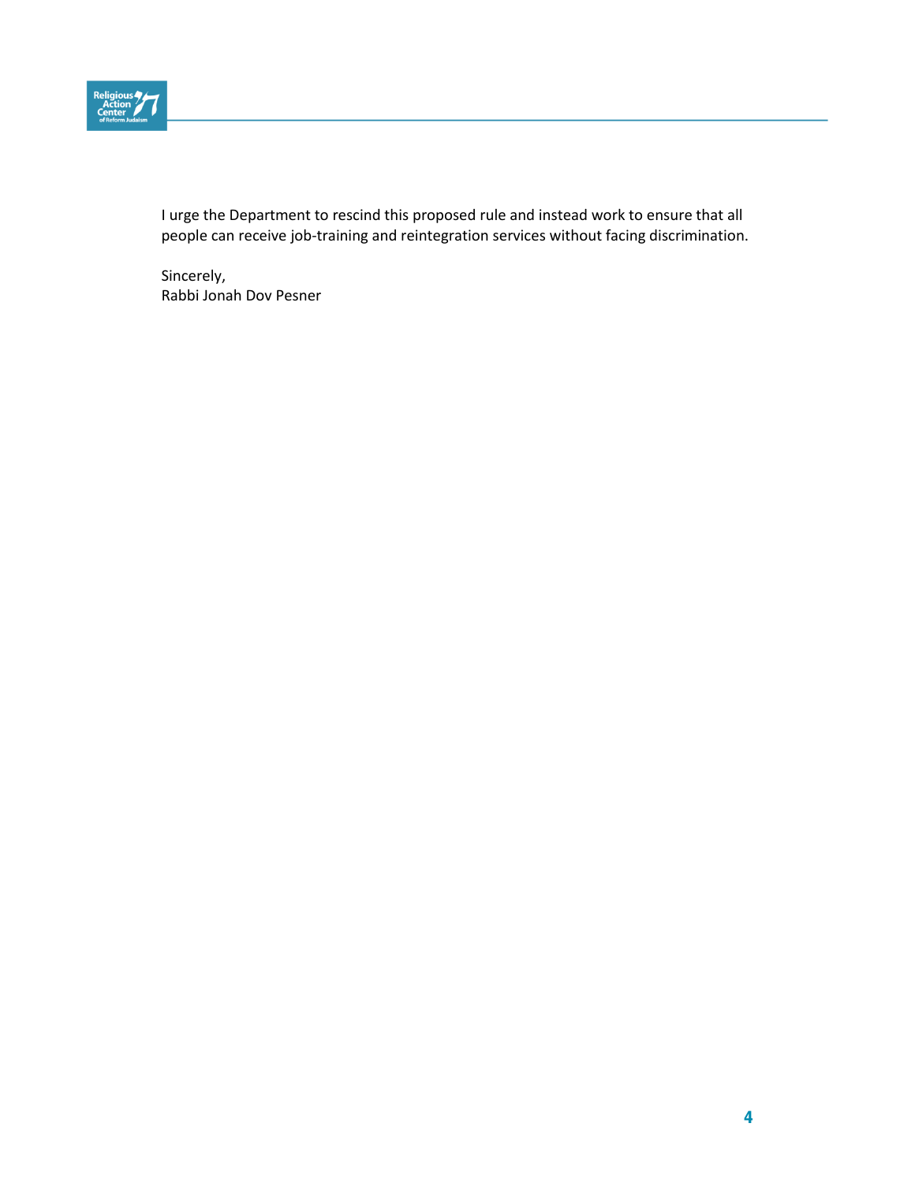I urge the Department to rescind this proposed rule and instead work to ensure that all people can receive job-training and reintegration services without facing discrimination.

Sincerely,  
Rabbi Jonah Dov Pesner